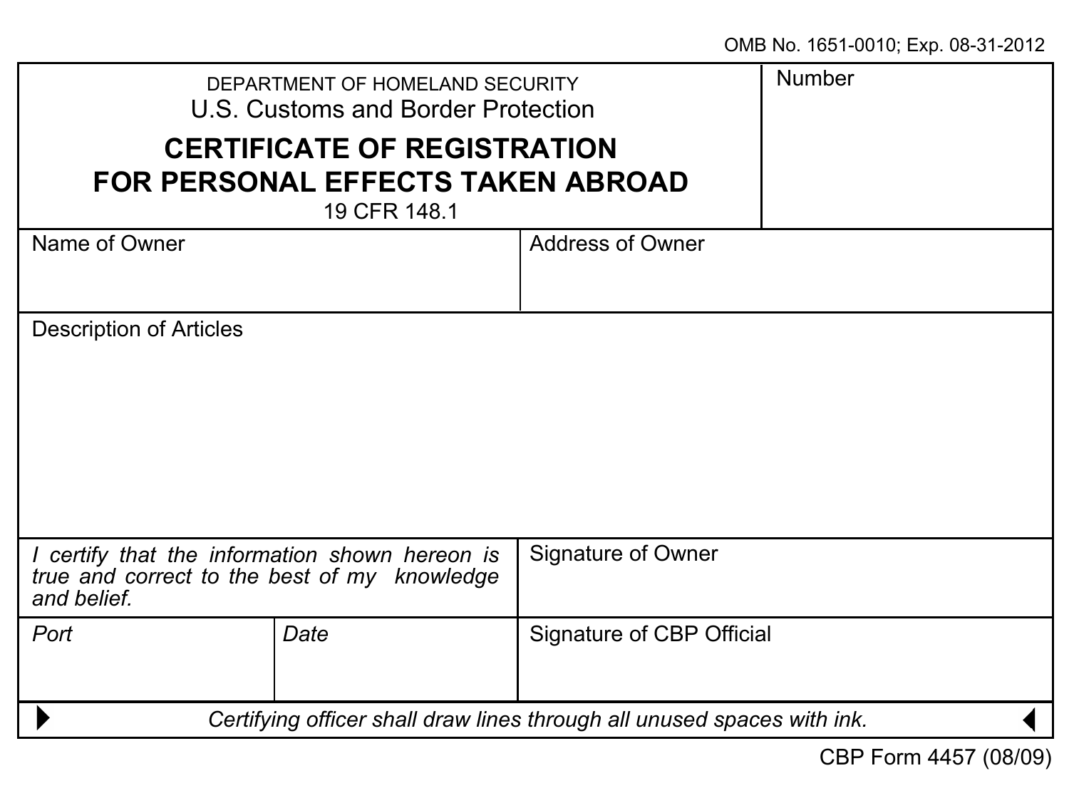OMB No. 1651-0010; Exp. 08-31-2012

DEPARTMENT OF HOMELAND SECURITY

U.S. Customs and Border Protection

# CERTIFICATE OF REGISTRATION FOR PERSONAL EFFECTS TAKEN ABROAD

19 CFR 148.1

Number

| Name of Owner | Address of Owner |
| --- | --- |
| | |

Description of Articles

| *I certify that the information shown hereon is true and correct to the best of my knowledge and belief.* | Signature of Owner |
| --- | --- |

| *Port* | *Date* | Signature of CBP Official |
| --- | --- | --- |
| | | |

*Certifying officer shall draw lines through all unused spaces with ink.*

CBP Form 4457 (08/09)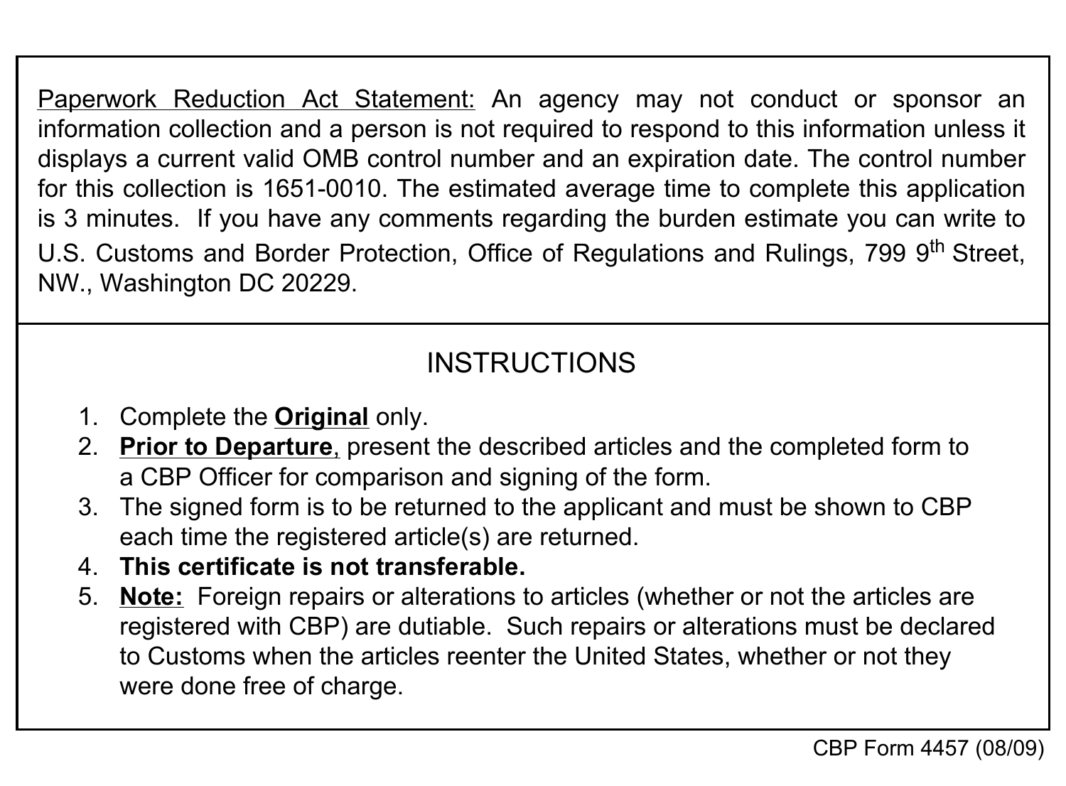Paperwork Reduction Act Statement: An agency may not conduct or sponsor an information collection and a person is not required to respond to this information unless it displays a current valid OMB control number and an expiration date. The control number for this collection is 1651-0010. The estimated average time to complete this application is 3 minutes. If you have any comments regarding the burden estimate you can write to U.S. Customs and Border Protection, Office of Regulations and Rulings, 799 9th Street, NW., Washington DC 20229.

## INSTRUCTIONS

1. Complete the **Original** only.
2. **Prior to Departure**, present the described articles and the completed form to a CBP Officer for comparison and signing of the form.
3. The signed form is to be returned to the applicant and must be shown to CBP each time the registered article(s) are returned.
4. **This certificate is not transferable.**
5. **Note:** Foreign repairs or alterations to articles (whether or not the articles are registered with CBP) are dutiable. Such repairs or alterations must be declared to Customs when the articles reenter the United States, whether or not they were done free of charge.

CBP Form 4457 (08/09)